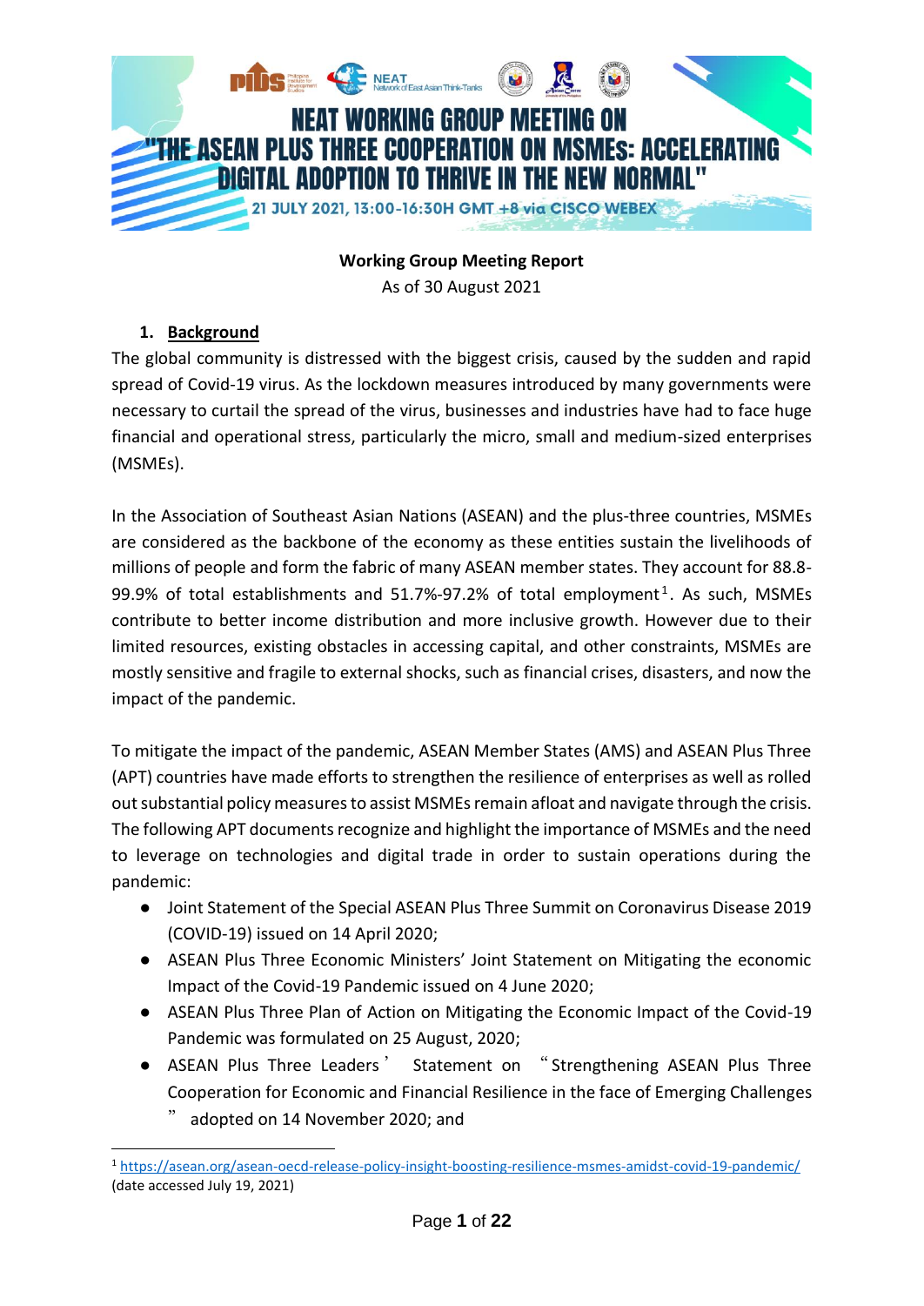# NEAT WORKING GROUP MEETING ON "THE ASEAN PLUS THREE COOPERATION ON MSMEs: ACCELERATING DIGITAL ADOPTION TO THRIVE IN THE NEW NORMAL"

21 JULY 2021, 13:00-16:30H GMT +8 via CISCO WEBEX

**Working Group Meeting Report**

As of 30 August 2021

## 1. Background

The global community is distressed with the biggest crisis, caused by the sudden and rapid spread of Covid-19 virus. As the lockdown measures introduced by many governments were necessary to curtail the spread of the virus, businesses and industries have had to face huge financial and operational stress, particularly the micro, small and medium-sized enterprises (MSMEs).

In the Association of Southeast Asian Nations (ASEAN) and the plus-three countries, MSMEs are considered as the backbone of the economy as these entities sustain the livelihoods of millions of people and form the fabric of many ASEAN member states. They account for 88.8-99.9% of total establishments and 51.7%-97.2% of total employment[1]. As such, MSMEs contribute to better income distribution and more inclusive growth. However due to their limited resources, existing obstacles in accessing capital, and other constraints, MSMEs are mostly sensitive and fragile to external shocks, such as financial crises, disasters, and now the impact of the pandemic.

To mitigate the impact of the pandemic, ASEAN Member States (AMS) and ASEAN Plus Three (APT) countries have made efforts to strengthen the resilience of enterprises as well as rolled out substantial policy measures to assist MSMEs remain afloat and navigate through the crisis. The following APT documents recognize and highlight the importance of MSMEs and the need to leverage on technologies and digital trade in order to sustain operations during the pandemic:

- Joint Statement of the Special ASEAN Plus Three Summit on Coronavirus Disease 2019 (COVID-19) issued on 14 April 2020;
- ASEAN Plus Three Economic Ministers' Joint Statement on Mitigating the economic Impact of the Covid-19 Pandemic issued on 4 June 2020;
- ASEAN Plus Three Plan of Action on Mitigating the Economic Impact of the Covid-19 Pandemic was formulated on 25 August, 2020;
- ASEAN Plus Three Leaders' Statement on "Strengthening ASEAN Plus Three Cooperation for Economic and Financial Resilience in the face of Emerging Challenges" adopted on 14 November 2020; and

[1] https://asean.org/asean-oecd-release-policy-insight-boosting-resilience-msmes-amidst-covid-19-pandemic/ (date accessed July 19, 2021)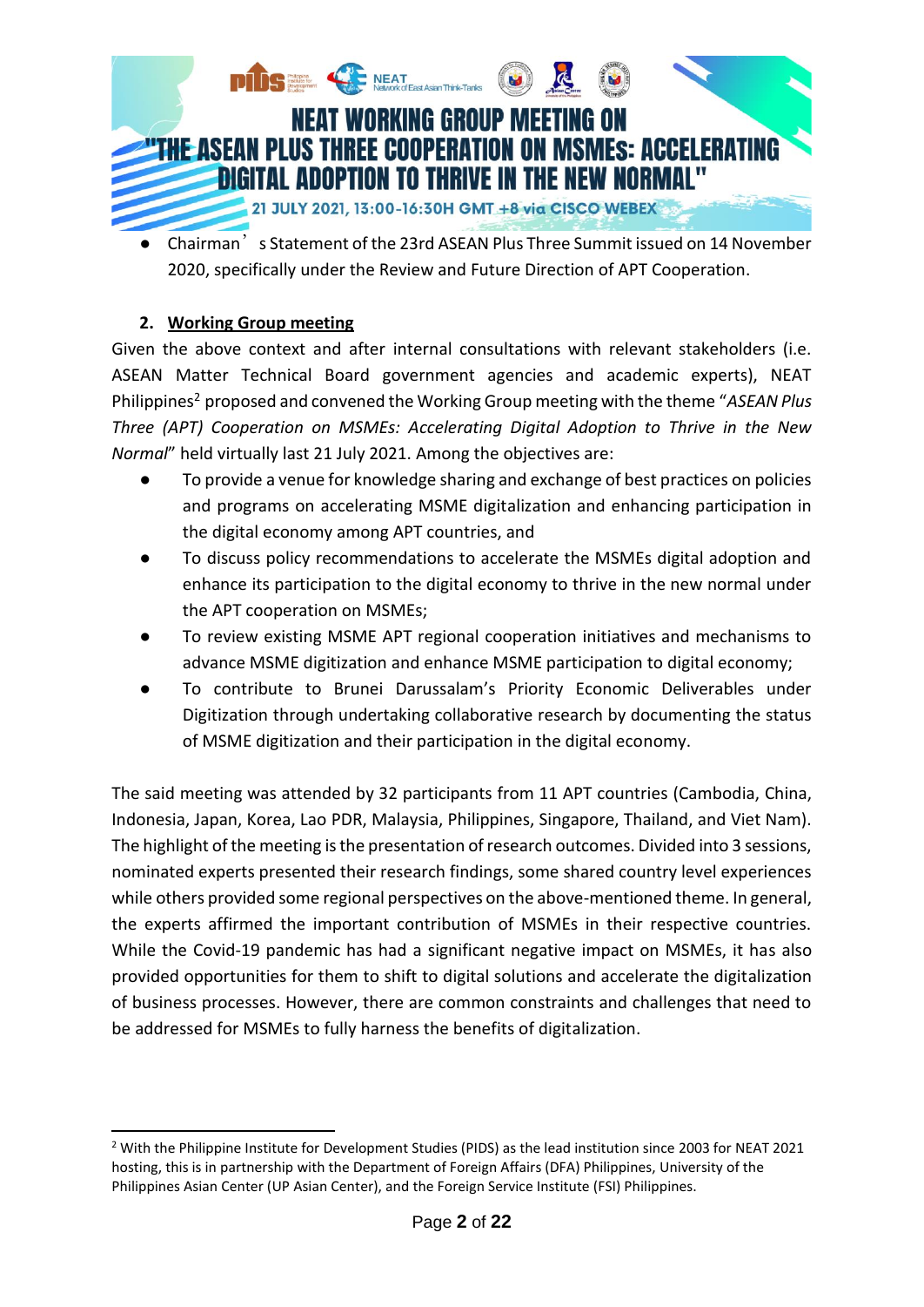- Chairman's Statement of the 23rd ASEAN Plus Three Summit issued on 14 November 2020, specifically under the Review and Future Direction of APT Cooperation.

## 2. Working Group meeting

Given the above context and after internal consultations with relevant stakeholders (i.e. ASEAN Matter Technical Board government agencies and academic experts), NEAT Philippines[2] proposed and convened the Working Group meeting with the theme "*ASEAN Plus Three (APT) Cooperation on MSMEs: Accelerating Digital Adoption to Thrive in the New Normal*" held virtually last 21 July 2021. Among the objectives are:

- To provide a venue for knowledge sharing and exchange of best practices on policies and programs on accelerating MSME digitalization and enhancing participation in the digital economy among APT countries, and
- To discuss policy recommendations to accelerate the MSMEs digital adoption and enhance its participation to the digital economy to thrive in the new normal under the APT cooperation on MSMEs;
- To review existing MSME APT regional cooperation initiatives and mechanisms to advance MSME digitization and enhance MSME participation to digital economy;
- To contribute to Brunei Darussalam's Priority Economic Deliverables under Digitization through undertaking collaborative research by documenting the status of MSME digitization and their participation in the digital economy.

The said meeting was attended by 32 participants from 11 APT countries (Cambodia, China, Indonesia, Japan, Korea, Lao PDR, Malaysia, Philippines, Singapore, Thailand, and Viet Nam). The highlight of the meeting is the presentation of research outcomes. Divided into 3 sessions, nominated experts presented their research findings, some shared country level experiences while others provided some regional perspectives on the above-mentioned theme. In general, the experts affirmed the important contribution of MSMEs in their respective countries. While the Covid-19 pandemic has had a significant negative impact on MSMEs, it has also provided opportunities for them to shift to digital solutions and accelerate the digitalization of business processes. However, there are common constraints and challenges that need to be addressed for MSMEs to fully harness the benefits of digitalization.

[2] With the Philippine Institute for Development Studies (PIDS) as the lead institution since 2003 for NEAT 2021 hosting, this is in partnership with the Department of Foreign Affairs (DFA) Philippines, University of the Philippines Asian Center (UP Asian Center), and the Foreign Service Institute (FSI) Philippines.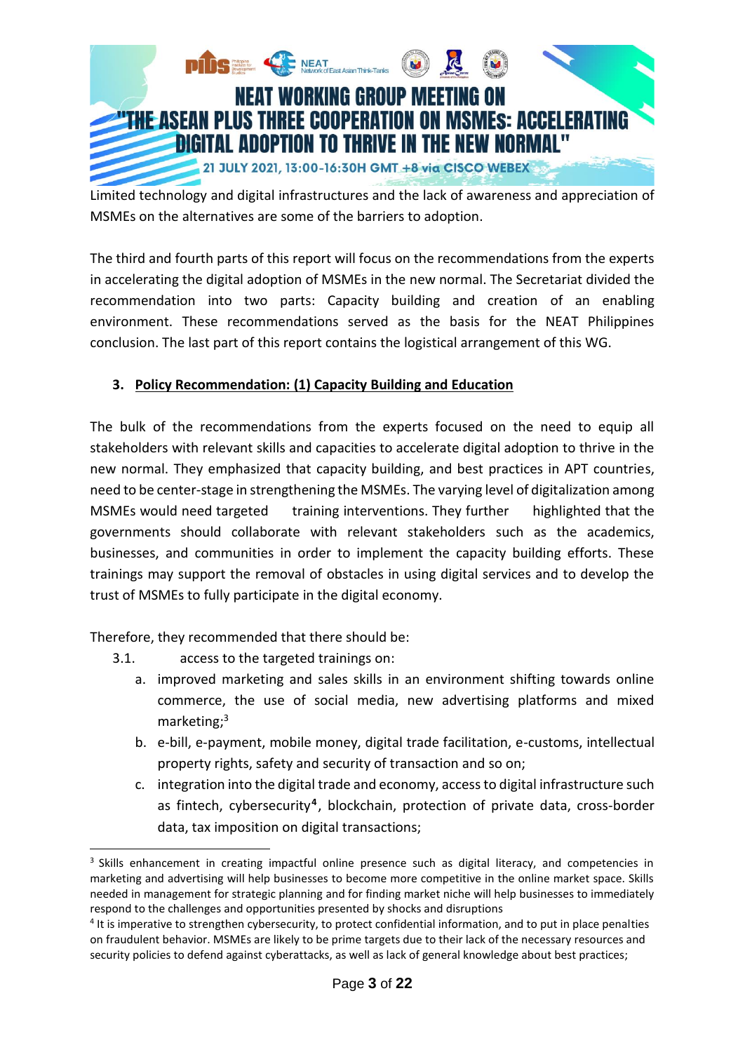Limited technology and digital infrastructures and the lack of awareness and appreciation of MSMEs on the alternatives are some of the barriers to adoption.

The third and fourth parts of this report will focus on the recommendations from the experts in accelerating the digital adoption of MSMEs in the new normal. The Secretariat divided the recommendation into two parts: Capacity building and creation of an enabling environment. These recommendations served as the basis for the NEAT Philippines conclusion. The last part of this report contains the logistical arrangement of this WG.

## 3. Policy Recommendation: (1) Capacity Building and Education

The bulk of the recommendations from the experts focused on the need to equip all stakeholders with relevant skills and capacities to accelerate digital adoption to thrive in the new normal. They emphasized that capacity building, and best practices in APT countries, need to be center-stage in strengthening the MSMEs. The varying level of digitalization among MSMEs would need targeted training interventions. They further highlighted that the governments should collaborate with relevant stakeholders such as the academics, businesses, and communities in order to implement the capacity building efforts. These trainings may support the removal of obstacles in using digital services and to develop the trust of MSMEs to fully participate in the digital economy.

Therefore, they recommended that there should be:

3.1. access to the targeted trainings on:

a. improved marketing and sales skills in an environment shifting towards online commerce, the use of social media, new advertising platforms and mixed marketing;[3]

b. e-bill, e-payment, mobile money, digital trade facilitation, e-customs, intellectual property rights, safety and security of transaction and so on;

c. integration into the digital trade and economy, access to digital infrastructure such as fintech, cybersecurity[4], blockchain, protection of private data, cross-border data, tax imposition on digital transactions;

---

[3] Skills enhancement in creating impactful online presence such as digital literacy, and competencies in marketing and advertising will help businesses to become more competitive in the online market space. Skills needed in management for strategic planning and for finding market niche will help businesses to immediately respond to the challenges and opportunities presented by shocks and disruptions

[4] It is imperative to strengthen cybersecurity, to protect confidential information, and to put in place penalties on fraudulent behavior. MSMEs are likely to be prime targets due to their lack of the necessary resources and security policies to defend against cyberattacks, as well as lack of general knowledge about best practices;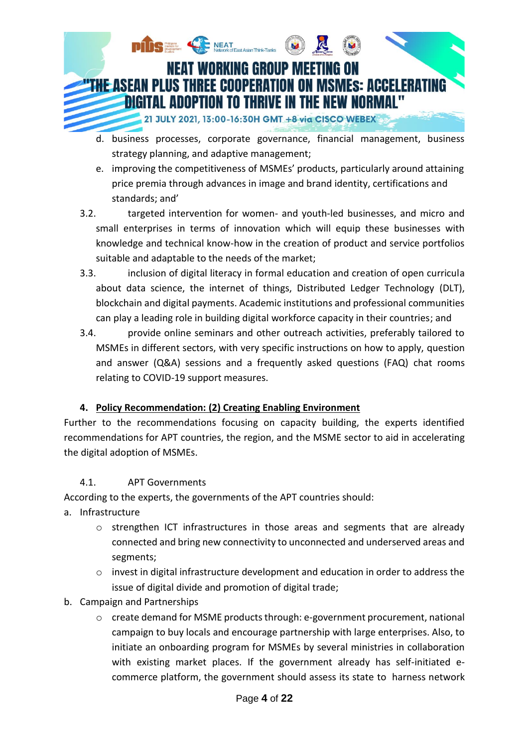d. business processes, corporate governance, financial management, business strategy planning, and adaptive management;
e. improving the competitiveness of MSMEs' products, particularly around attaining price premia through advances in image and brand identity, certifications and standards; and'

3.2. targeted intervention for women- and youth-led businesses, and micro and small enterprises in terms of innovation which will equip these businesses with knowledge and technical know-how in the creation of product and service portfolios suitable and adaptable to the needs of the market;

3.3. inclusion of digital literacy in formal education and creation of open curricula about data science, the internet of things, Distributed Ledger Technology (DLT), blockchain and digital payments. Academic institutions and professional communities can play a leading role in building digital workforce capacity in their countries; and

3.4. provide online seminars and other outreach activities, preferably tailored to MSMEs in different sectors, with very specific instructions on how to apply, question and answer (Q&A) sessions and a frequently asked questions (FAQ) chat rooms relating to COVID-19 support measures.

## 4. Policy Recommendation: (2) Creating Enabling Environment

Further to the recommendations focusing on capacity building, the experts identified recommendations for APT countries, the region, and the MSME sector to aid in accelerating the digital adoption of MSMEs.

### 4.1. APT Governments

According to the experts, the governments of the APT countries should:

a. Infrastructure
   - strengthen ICT infrastructures in those areas and segments that are already connected and bring new connectivity to unconnected and underserved areas and segments;
   - invest in digital infrastructure development and education in order to address the issue of digital divide and promotion of digital trade;

b. Campaign and Partnerships
   - create demand for MSME products through: e-government procurement, national campaign to buy locals and encourage partnership with large enterprises. Also, to initiate an onboarding program for MSMEs by several ministries in collaboration with existing market places. If the government already has self-initiated e-commerce platform, the government should assess its state to harness network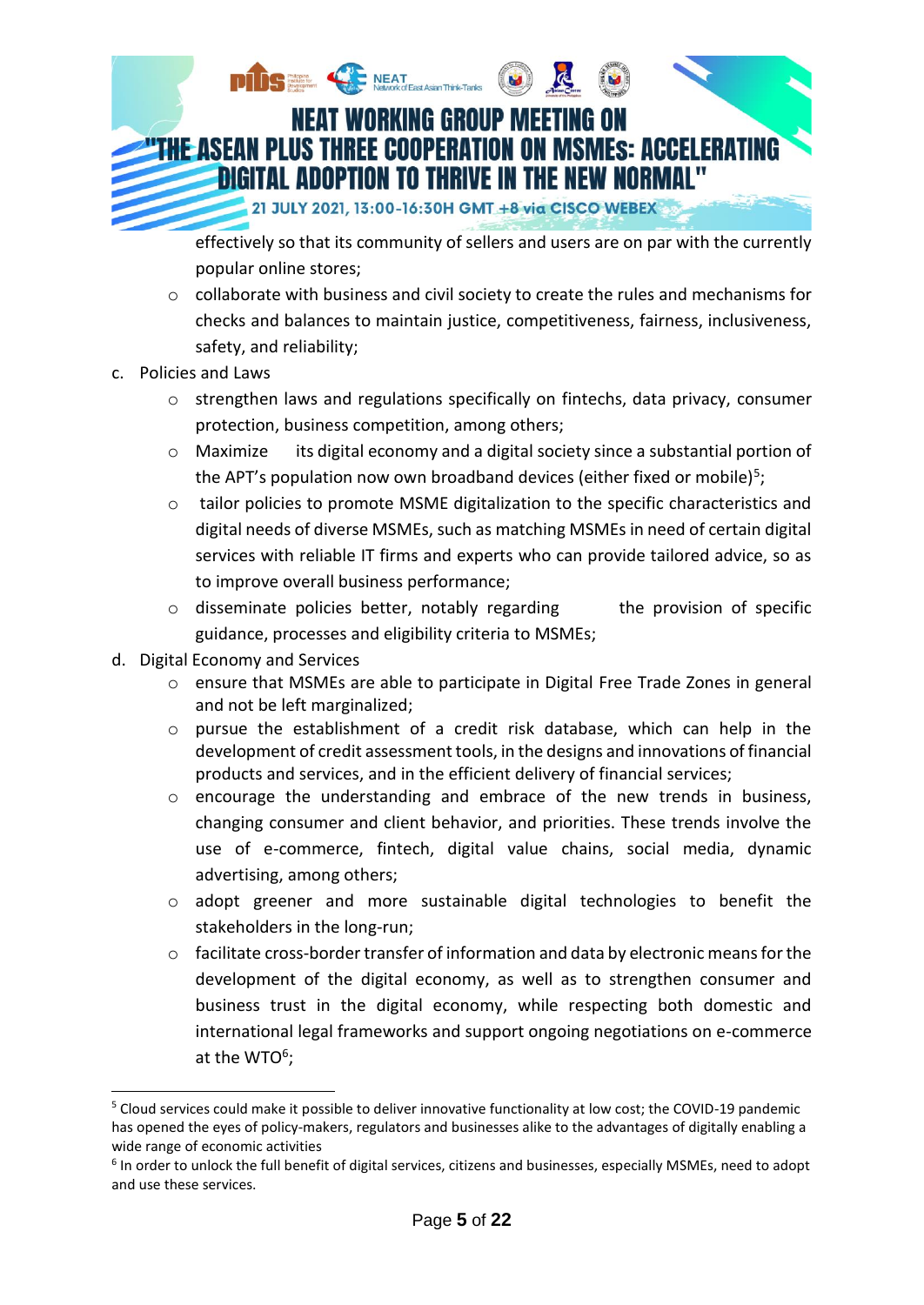effectively so that its community of sellers and users are on par with the currently popular online stores;

- collaborate with business and civil society to create the rules and mechanisms for checks and balances to maintain justice, competitiveness, fairness, inclusiveness, safety, and reliability;

c. Policies and Laws

- strengthen laws and regulations specifically on fintechs, data privacy, consumer protection, business competition, among others;
- Maximize its digital economy and a digital society since a substantial portion of the APT's population now own broadband devices (either fixed or mobile)[5];
- tailor policies to promote MSME digitalization to the specific characteristics and digital needs of diverse MSMEs, such as matching MSMEs in need of certain digital services with reliable IT firms and experts who can provide tailored advice, so as to improve overall business performance;
- disseminate policies better, notably regarding the provision of specific guidance, processes and eligibility criteria to MSMEs;

d. Digital Economy and Services

- ensure that MSMEs are able to participate in Digital Free Trade Zones in general and not be left marginalized;
- pursue the establishment of a credit risk database, which can help in the development of credit assessment tools, in the designs and innovations of financial products and services, and in the efficient delivery of financial services;
- encourage the understanding and embrace of the new trends in business, changing consumer and client behavior, and priorities. These trends involve the use of e-commerce, fintech, digital value chains, social media, dynamic advertising, among others;
- adopt greener and more sustainable digital technologies to benefit the stakeholders in the long-run;
- facilitate cross-border transfer of information and data by electronic means for the development of the digital economy, as well as to strengthen consumer and business trust in the digital economy, while respecting both domestic and international legal frameworks and support ongoing negotiations on e-commerce at the WTO[6];

---

[5] Cloud services could make it possible to deliver innovative functionality at low cost; the COVID-19 pandemic has opened the eyes of policy-makers, regulators and businesses alike to the advantages of digitally enabling a wide range of economic activities

[6] In order to unlock the full benefit of digital services, citizens and businesses, especially MSMEs, need to adopt and use these services.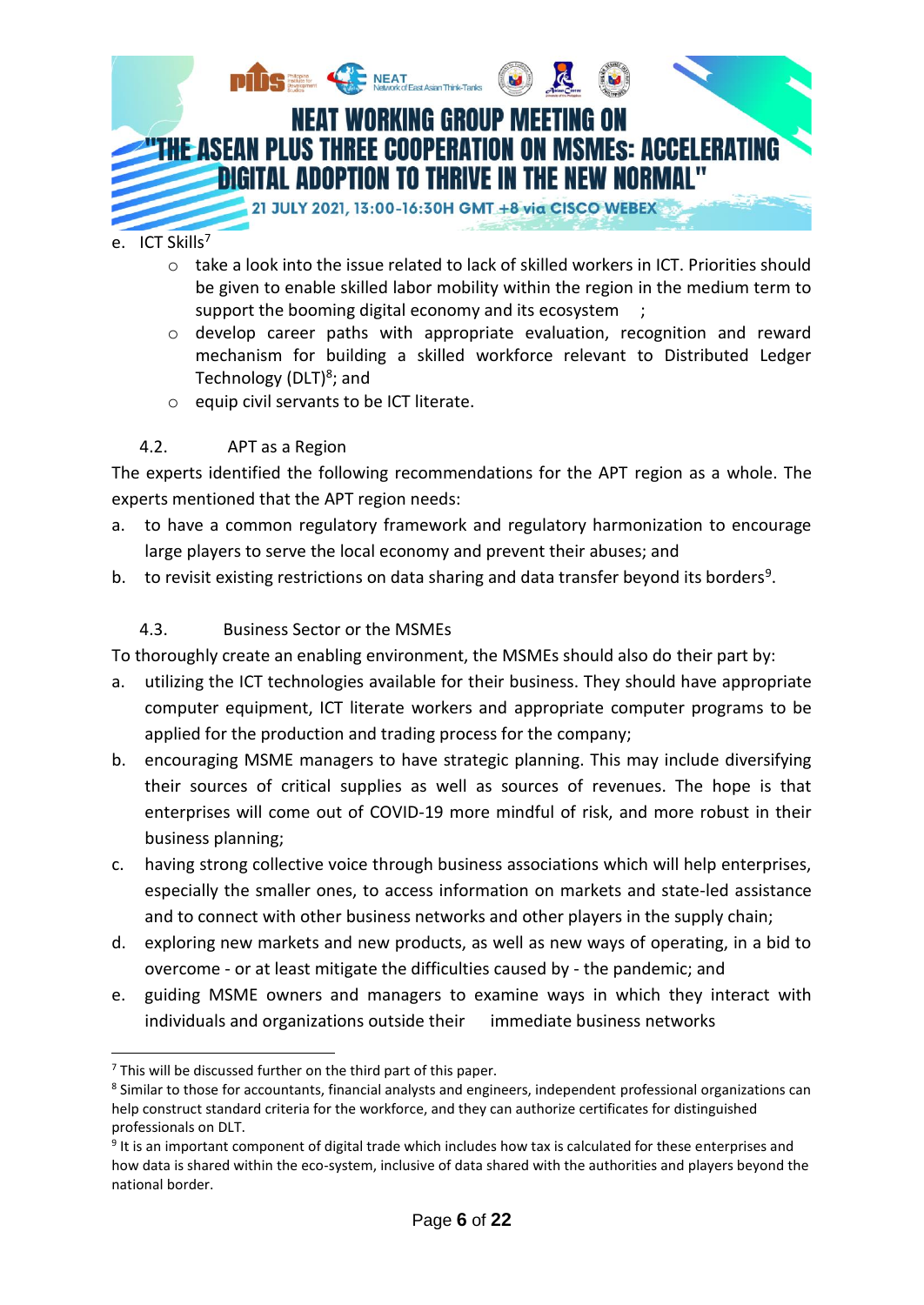e. ICT Skills[7]

- take a look into the issue related to lack of skilled workers in ICT. Priorities should be given to enable skilled labor mobility within the region in the medium term to support the booming digital economy and its ecosystem ;
- develop career paths with appropriate evaluation, recognition and reward mechanism for building a skilled workforce relevant to Distributed Ledger Technology (DLT)[8]; and
- equip civil servants to be ICT literate.

### 4.2. APT as a Region

The experts identified the following recommendations for the APT region as a whole. The experts mentioned that the APT region needs:

a. to have a common regulatory framework and regulatory harmonization to encourage large players to serve the local economy and prevent their abuses; and
b. to revisit existing restrictions on data sharing and data transfer beyond its borders[9].

### 4.3. Business Sector or the MSMEs

To thoroughly create an enabling environment, the MSMEs should also do their part by:

a. utilizing the ICT technologies available for their business. They should have appropriate computer equipment, ICT literate workers and appropriate computer programs to be applied for the production and trading process for the company;
b. encouraging MSME managers to have strategic planning. This may include diversifying their sources of critical supplies as well as sources of revenues. The hope is that enterprises will come out of COVID-19 more mindful of risk, and more robust in their business planning;
c. having strong collective voice through business associations which will help enterprises, especially the smaller ones, to access information on markets and state-led assistance and to connect with other business networks and other players in the supply chain;
d. exploring new markets and new products, as well as new ways of operating, in a bid to overcome - or at least mitigate the difficulties caused by - the pandemic; and
e. guiding MSME owners and managers to examine ways in which they interact with individuals and organizations outside their immediate business networks

---

[7] This will be discussed further on the third part of this paper.

[8] Similar to those for accountants, financial analysts and engineers, independent professional organizations can help construct standard criteria for the workforce, and they can authorize certificates for distinguished professionals on DLT.

[9] It is an important component of digital trade which includes how tax is calculated for these enterprises and how data is shared within the eco-system, inclusive of data shared with the authorities and players beyond the national border.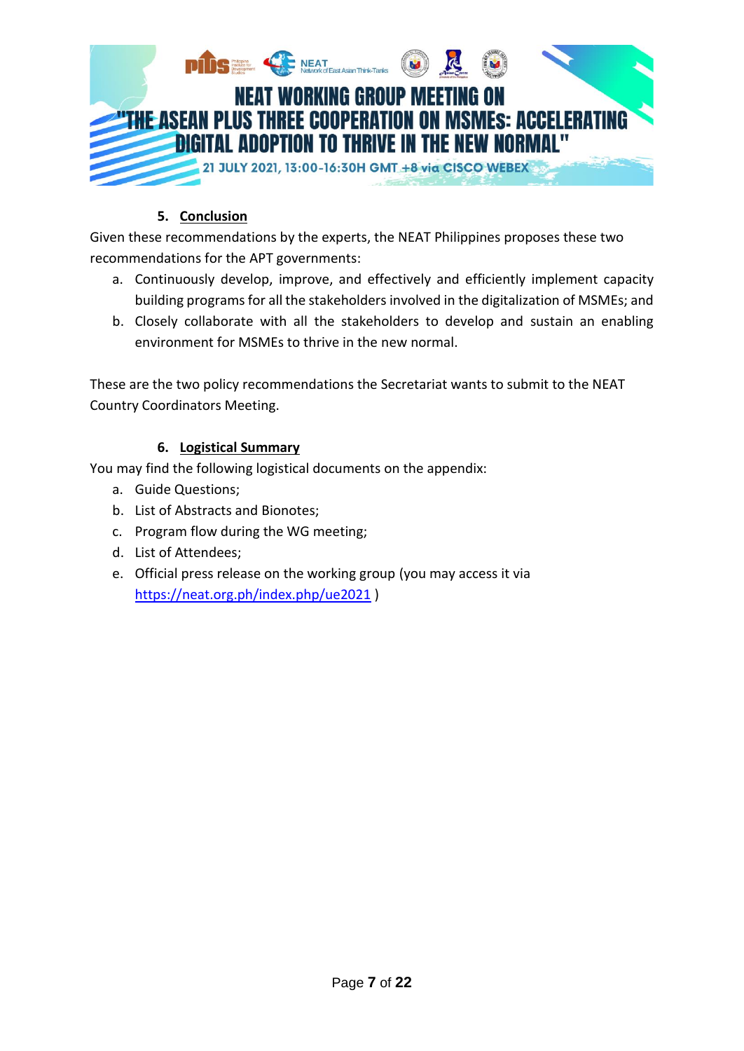## 5. Conclusion

Given these recommendations by the experts, the NEAT Philippines proposes these two recommendations for the APT governments:

a. Continuously develop, improve, and effectively and efficiently implement capacity building programs for all the stakeholders involved in the digitalization of MSMEs; and
b. Closely collaborate with all the stakeholders to develop and sustain an enabling environment for MSMEs to thrive in the new normal.

These are the two policy recommendations the Secretariat wants to submit to the NEAT Country Coordinators Meeting.

## 6. Logistical Summary

You may find the following logistical documents on the appendix:

a. Guide Questions;
b. List of Abstracts and Bionotes;
c. Program flow during the WG meeting;
d. List of Attendees;
e. Official press release on the working group (you may access it via https://neat.org.ph/index.php/ue2021 )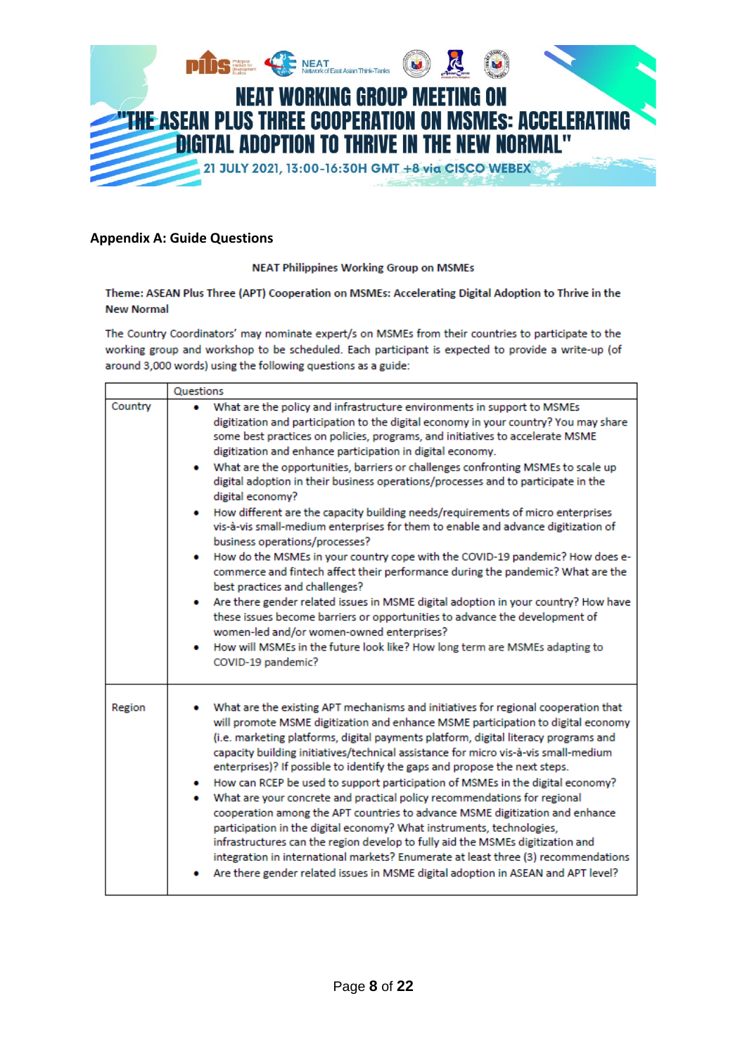# NEAT WORKING GROUP MEETING ON "THE ASEAN PLUS THREE COOPERATION ON MSMEs: ACCELERATING DIGITAL ADOPTION TO THRIVE IN THE NEW NORMAL"

21 JULY 2021, 13:00-16:30H GMT +8 via CISCO WEBEX

## Appendix A: Guide Questions

**NEAT Philippines Working Group on MSMEs**

**Theme: ASEAN Plus Three (APT) Cooperation on MSMEs: Accelerating Digital Adoption to Thrive in the New Normal**

The Country Coordinators' may nominate expert/s on MSMEs from their countries to participate to the working group and workshop to be scheduled. Each participant is expected to provide a write-up (of around 3,000 words) using the following questions as a guide:

| | Questions |
|---|---|
| Country | • What are the policy and infrastructure environments in support to MSMEs digitization and participation to the digital economy in your country? You may share some best practices on policies, programs, and initiatives to accelerate MSME digitization and enhance participation in digital economy.<br>• What are the opportunities, barriers or challenges confronting MSMEs to scale up digital adoption in their business operations/processes and to participate in the digital economy?<br>• How different are the capacity building needs/requirements of micro enterprises vis-à-vis small-medium enterprises for them to enable and advance digitization of business operations/processes?<br>• How do the MSMEs in your country cope with the COVID-19 pandemic? How does e-commerce and fintech affect their performance during the pandemic? What are the best practices and challenges?<br>• Are there gender related issues in MSME digital adoption in your country? How have these issues become barriers or opportunities to advance the development of women-led and/or women-owned enterprises?<br>• How will MSMEs in the future look like? How long term are MSMEs adapting to COVID-19 pandemic? |
| Region | • What are the existing APT mechanisms and initiatives for regional cooperation that will promote MSME digitization and enhance MSME participation to digital economy (i.e. marketing platforms, digital payments platform, digital literacy programs and capacity building initiatives/technical assistance for micro vis-à-vis small-medium enterprises)? If possible to identify the gaps and propose the next steps.<br>• How can RCEP be used to support participation of MSMEs in the digital economy?<br>• What are your concrete and practical policy recommendations for regional cooperation among the APT countries to advance MSME digitization and enhance participation in the digital economy? What instruments, technologies, infrastructures can the region develop to fully aid the MSMEs digitization and integration in international markets? Enumerate at least three (3) recommendations<br>• Are there gender related issues in MSME digital adoption in ASEAN and APT level? |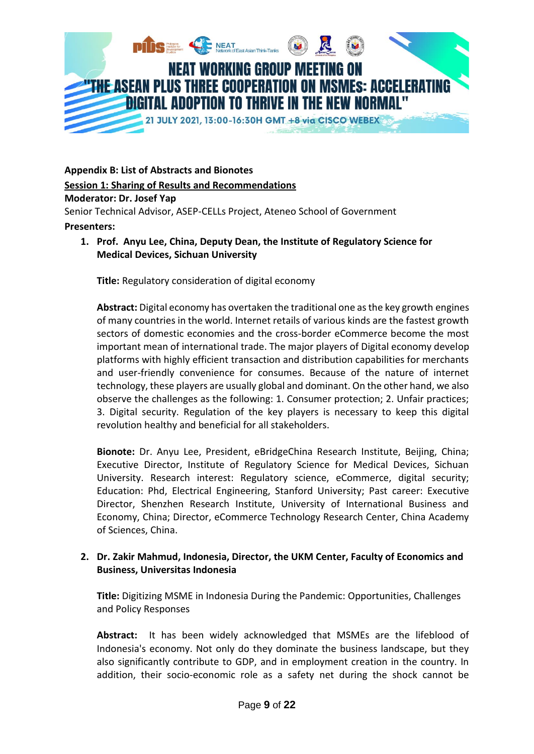# NEAT WORKING GROUP MEETING ON "THE ASEAN PLUS THREE COOPERATION ON MSMEs: ACCELERATING DIGITAL ADOPTION TO THRIVE IN THE NEW NORMAL"

21 JULY 2021, 13:00-16:30H GMT +8 via CISCO WEBEX

**Appendix B: List of Abstracts and Bionotes**

**Session 1: Sharing of Results and Recommendations**

**Moderator: Dr. Josef Yap**

Senior Technical Advisor, ASEP-CELLs Project, Ateneo School of Government

**Presenters:**

1. **Prof. Anyu Lee, China, Deputy Dean, the Institute of Regulatory Science for Medical Devices, Sichuan University**

   **Title:** Regulatory consideration of digital economy

   **Abstract:** Digital economy has overtaken the traditional one as the key growth engines of many countries in the world. Internet retails of various kinds are the fastest growth sectors of domestic economies and the cross-border eCommerce become the most important mean of international trade. The major players of Digital economy develop platforms with highly efficient transaction and distribution capabilities for merchants and user-friendly convenience for consumes. Because of the nature of internet technology, these players are usually global and dominant. On the other hand, we also observe the challenges as the following: 1. Consumer protection; 2. Unfair practices; 3. Digital security. Regulation of the key players is necessary to keep this digital revolution healthy and beneficial for all stakeholders.

   **Bionote:** Dr. Anyu Lee, President, eBridgeChina Research Institute, Beijing, China; Executive Director, Institute of Regulatory Science for Medical Devices, Sichuan University. Research interest: Regulatory science, eCommerce, digital security; Education: Phd, Electrical Engineering, Stanford University; Past career: Executive Director, Shenzhen Research Institute, University of International Business and Economy, China; Director, eCommerce Technology Research Center, China Academy of Sciences, China.

2. **Dr. Zakir Mahmud, Indonesia, Director, the UKM Center, Faculty of Economics and Business, Universitas Indonesia**

   **Title:** Digitizing MSME in Indonesia During the Pandemic: Opportunities, Challenges and Policy Responses

   **Abstract:** It has been widely acknowledged that MSMEs are the lifeblood of Indonesia's economy. Not only do they dominate the business landscape, but they also significantly contribute to GDP, and in employment creation in the country. In addition, their socio-economic role as a safety net during the shock cannot be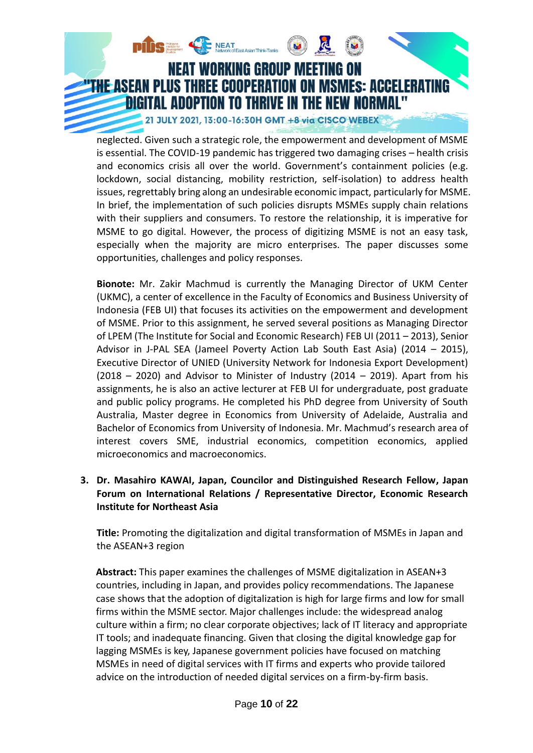neglected. Given such a strategic role, the empowerment and development of MSME is essential. The COVID-19 pandemic has triggered two damaging crises – health crisis and economics crisis all over the world. Government's containment policies (e.g. lockdown, social distancing, mobility restriction, self-isolation) to address health issues, regrettably bring along an undesirable economic impact, particularly for MSME. In brief, the implementation of such policies disrupts MSMEs supply chain relations with their suppliers and consumers. To restore the relationship, it is imperative for MSME to go digital. However, the process of digitizing MSME is not an easy task, especially when the majority are micro enterprises. The paper discusses some opportunities, challenges and policy responses.

**Bionote:** Mr. Zakir Machmud is currently the Managing Director of UKM Center (UKMC), a center of excellence in the Faculty of Economics and Business University of Indonesia (FEB UI) that focuses its activities on the empowerment and development of MSME. Prior to this assignment, he served several positions as Managing Director of LPEM (The Institute for Social and Economic Research) FEB UI (2011 – 2013), Senior Advisor in J-PAL SEA (Jameel Poverty Action Lab South East Asia) (2014 – 2015), Executive Director of UNIED (University Network for Indonesia Export Development) (2018 – 2020) and Advisor to Minister of Industry (2014 – 2019). Apart from his assignments, he is also an active lecturer at FEB UI for undergraduate, post graduate and public policy programs. He completed his PhD degree from University of South Australia, Master degree in Economics from University of Adelaide, Australia and Bachelor of Economics from University of Indonesia. Mr. Machmud's research area of interest covers SME, industrial economics, competition economics, applied microeconomics and macroeconomics.

3. **Dr. Masahiro KAWAI, Japan, Councilor and Distinguished Research Fellow, Japan Forum on International Relations / Representative Director, Economic Research Institute for Northeast Asia**

   **Title:** Promoting the digitalization and digital transformation of MSMEs in Japan and the ASEAN+3 region

   **Abstract:** This paper examines the challenges of MSME digitalization in ASEAN+3 countries, including in Japan, and provides policy recommendations. The Japanese case shows that the adoption of digitalization is high for large firms and low for small firms within the MSME sector. Major challenges include: the widespread analog culture within a firm; no clear corporate objectives; lack of IT literacy and appropriate IT tools; and inadequate financing. Given that closing the digital knowledge gap for lagging MSMEs is key, Japanese government policies have focused on matching MSMEs in need of digital services with IT firms and experts who provide tailored advice on the introduction of needed digital services on a firm-by-firm basis.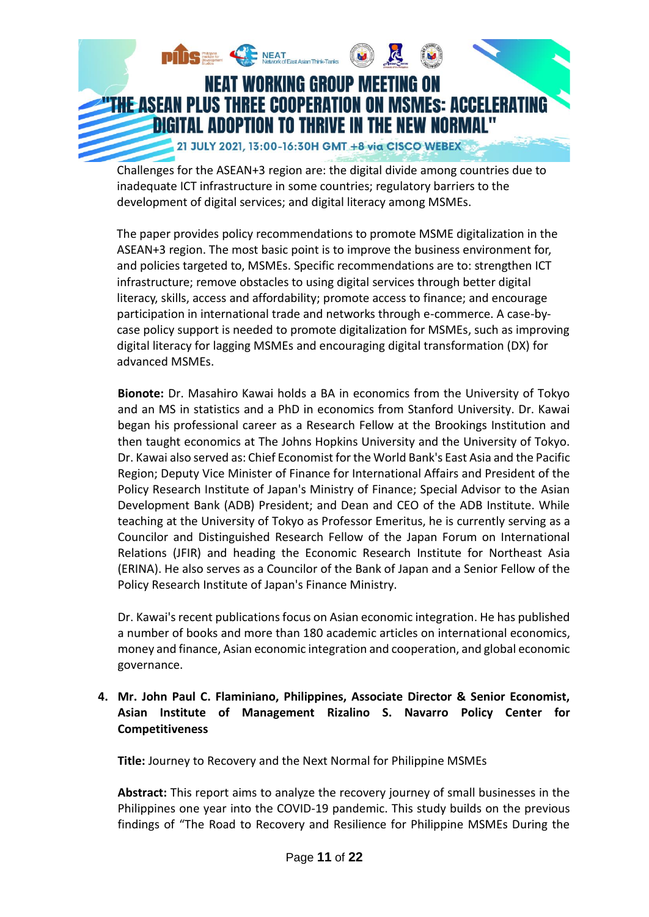Challenges for the ASEAN+3 region are: the digital divide among countries due to inadequate ICT infrastructure in some countries; regulatory barriers to the development of digital services; and digital literacy among MSMEs.

The paper provides policy recommendations to promote MSME digitalization in the ASEAN+3 region. The most basic point is to improve the business environment for, and policies targeted to, MSMEs. Specific recommendations are to: strengthen ICT infrastructure; remove obstacles to using digital services through better digital literacy, skills, access and affordability; promote access to finance; and encourage participation in international trade and networks through e-commerce. A case-by-case policy support is needed to promote digitalization for MSMEs, such as improving digital literacy for lagging MSMEs and encouraging digital transformation (DX) for advanced MSMEs.

**Bionote:** Dr. Masahiro Kawai holds a BA in economics from the University of Tokyo and an MS in statistics and a PhD in economics from Stanford University. Dr. Kawai began his professional career as a Research Fellow at the Brookings Institution and then taught economics at The Johns Hopkins University and the University of Tokyo. Dr. Kawai also served as: Chief Economist for the World Bank's East Asia and the Pacific Region; Deputy Vice Minister of Finance for International Affairs and President of the Policy Research Institute of Japan's Ministry of Finance; Special Advisor to the Asian Development Bank (ADB) President; and Dean and CEO of the ADB Institute. While teaching at the University of Tokyo as Professor Emeritus, he is currently serving as a Councilor and Distinguished Research Fellow of the Japan Forum on International Relations (JFIR) and heading the Economic Research Institute for Northeast Asia (ERINA). He also serves as a Councilor of the Bank of Japan and a Senior Fellow of the Policy Research Institute of Japan's Finance Ministry.

Dr. Kawai's recent publications focus on Asian economic integration. He has published a number of books and more than 180 academic articles on international economics, money and finance, Asian economic integration and cooperation, and global economic governance.

4. **Mr. John Paul C. Flaminiano, Philippines, Associate Director & Senior Economist, Asian Institute of Management Rizalino S. Navarro Policy Center for Competitiveness**

   **Title:** Journey to Recovery and the Next Normal for Philippine MSMEs

   **Abstract:** This report aims to analyze the recovery journey of small businesses in the Philippines one year into the COVID-19 pandemic. This study builds on the previous findings of "The Road to Recovery and Resilience for Philippine MSMEs During the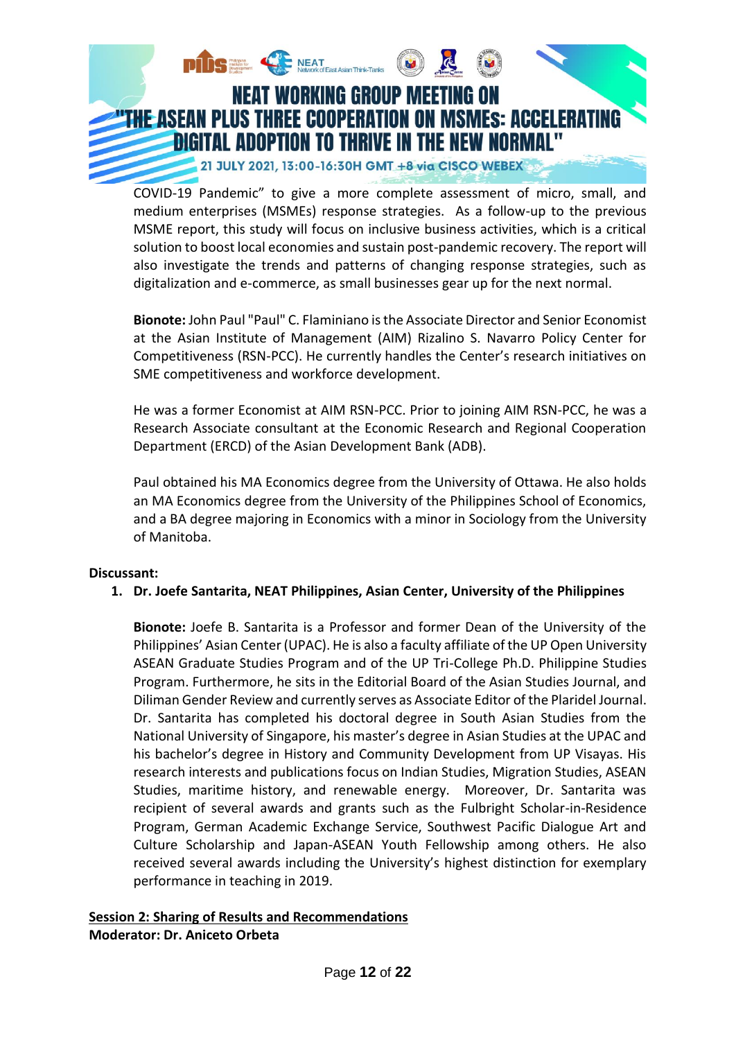COVID-19 Pandemic" to give a more complete assessment of micro, small, and medium enterprises (MSMEs) response strategies. As a follow-up to the previous MSME report, this study will focus on inclusive business activities, which is a critical solution to boost local economies and sustain post-pandemic recovery. The report will also investigate the trends and patterns of changing response strategies, such as digitalization and e-commerce, as small businesses gear up for the next normal.

**Bionote:** John Paul "Paul" C. Flaminiano is the Associate Director and Senior Economist at the Asian Institute of Management (AIM) Rizalino S. Navarro Policy Center for Competitiveness (RSN-PCC). He currently handles the Center's research initiatives on SME competitiveness and workforce development.

He was a former Economist at AIM RSN-PCC. Prior to joining AIM RSN-PCC, he was a Research Associate consultant at the Economic Research and Regional Cooperation Department (ERCD) of the Asian Development Bank (ADB).

Paul obtained his MA Economics degree from the University of Ottawa. He also holds an MA Economics degree from the University of the Philippines School of Economics, and a BA degree majoring in Economics with a minor in Sociology from the University of Manitoba.

**Discussant:**

1. **Dr. Joefe Santarita, NEAT Philippines, Asian Center, University of the Philippines**

   **Bionote:** Joefe B. Santarita is a Professor and former Dean of the University of the Philippines' Asian Center (UPAC). He is also a faculty affiliate of the UP Open University ASEAN Graduate Studies Program and of the UP Tri-College Ph.D. Philippine Studies Program. Furthermore, he sits in the Editorial Board of the Asian Studies Journal, and Diliman Gender Review and currently serves as Associate Editor of the Plaridel Journal. Dr. Santarita has completed his doctoral degree in South Asian Studies from the National University of Singapore, his master's degree in Asian Studies at the UPAC and his bachelor's degree in History and Community Development from UP Visayas. His research interests and publications focus on Indian Studies, Migration Studies, ASEAN Studies, maritime history, and renewable energy. Moreover, Dr. Santarita was recipient of several awards and grants such as the Fulbright Scholar-in-Residence Program, German Academic Exchange Service, Southwest Pacific Dialogue Art and Culture Scholarship and Japan-ASEAN Youth Fellowship among others. He also received several awards including the University's highest distinction for exemplary performance in teaching in 2019.

**Session 2: Sharing of Results and Recommendations**
**Moderator: Dr. Aniceto Orbeta**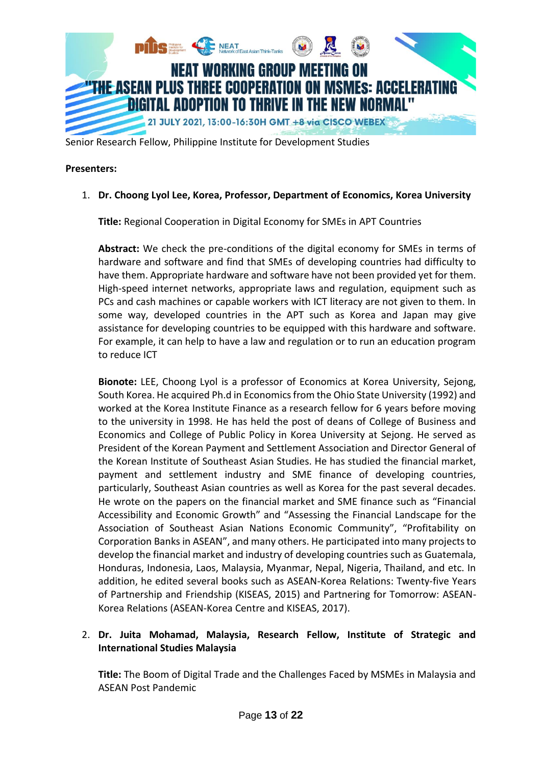Senior Research Fellow, Philippine Institute for Development Studies

**Presenters:**

1. **Dr. Choong Lyol Lee, Korea, Professor, Department of Economics, Korea University**

   **Title:** Regional Cooperation in Digital Economy for SMEs in APT Countries

   **Abstract:** We check the pre-conditions of the digital economy for SMEs in terms of hardware and software and find that SMEs of developing countries had difficulty to have them. Appropriate hardware and software have not been provided yet for them. High-speed internet networks, appropriate laws and regulation, equipment such as PCs and cash machines or capable workers with ICT literacy are not given to them. In some way, developed countries in the APT such as Korea and Japan may give assistance for developing countries to be equipped with this hardware and software. For example, it can help to have a law and regulation or to run an education program to reduce ICT

   **Bionote:** LEE, Choong Lyol is a professor of Economics at Korea University, Sejong, South Korea. He acquired Ph.d in Economics from the Ohio State University (1992) and worked at the Korea Institute Finance as a research fellow for 6 years before moving to the university in 1998. He has held the post of deans of College of Business and Economics and College of Public Policy in Korea University at Sejong. He served as President of the Korean Payment and Settlement Association and Director General of the Korean Institute of Southeast Asian Studies. He has studied the financial market, payment and settlement industry and SME finance of developing countries, particularly, Southeast Asian countries as well as Korea for the past several decades. He wrote on the papers on the financial market and SME finance such as "Financial Accessibility and Economic Growth" and "Assessing the Financial Landscape for the Association of Southeast Asian Nations Economic Community", "Profitability on Corporation Banks in ASEAN", and many others. He participated into many projects to develop the financial market and industry of developing countries such as Guatemala, Honduras, Indonesia, Laos, Malaysia, Myanmar, Nepal, Nigeria, Thailand, and etc. In addition, he edited several books such as ASEAN-Korea Relations: Twenty-five Years of Partnership and Friendship (KISEAS, 2015) and Partnering for Tomorrow: ASEAN-Korea Relations (ASEAN-Korea Centre and KISEAS, 2017).

2. **Dr. Juita Mohamad, Malaysia, Research Fellow, Institute of Strategic and International Studies Malaysia**

   **Title:** The Boom of Digital Trade and the Challenges Faced by MSMEs in Malaysia and ASEAN Post Pandemic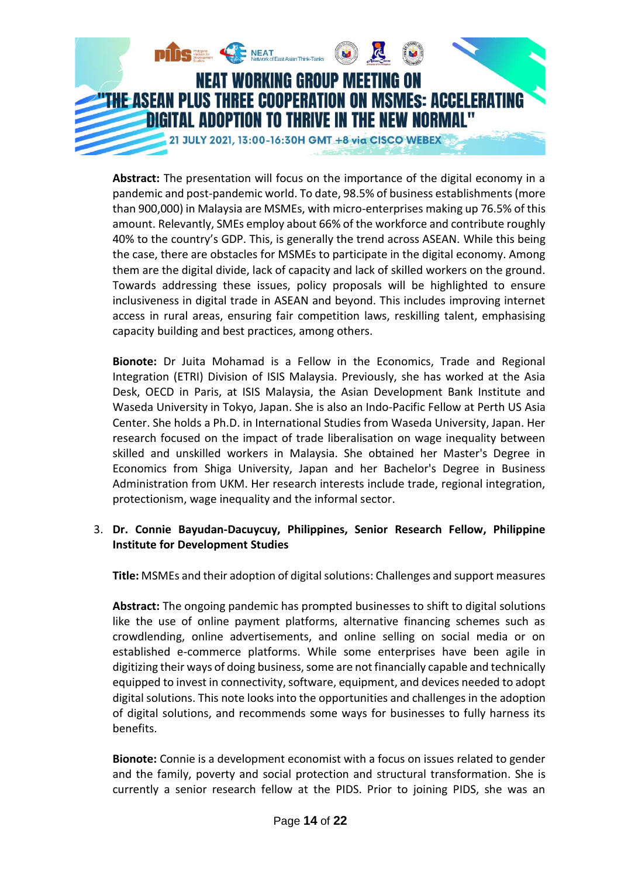**Abstract:** The presentation will focus on the importance of the digital economy in a pandemic and post-pandemic world. To date, 98.5% of business establishments (more than 900,000) in Malaysia are MSMEs, with micro-enterprises making up 76.5% of this amount. Relevantly, SMEs employ about 66% of the workforce and contribute roughly 40% to the country's GDP. This, is generally the trend across ASEAN. While this being the case, there are obstacles for MSMEs to participate in the digital economy. Among them are the digital divide, lack of capacity and lack of skilled workers on the ground. Towards addressing these issues, policy proposals will be highlighted to ensure inclusiveness in digital trade in ASEAN and beyond. This includes improving internet access in rural areas, ensuring fair competition laws, reskilling talent, emphasising capacity building and best practices, among others.

**Bionote:** Dr Juita Mohamad is a Fellow in the Economics, Trade and Regional Integration (ETRI) Division of ISIS Malaysia. Previously, she has worked at the Asia Desk, OECD in Paris, at ISIS Malaysia, the Asian Development Bank Institute and Waseda University in Tokyo, Japan. She is also an Indo-Pacific Fellow at Perth US Asia Center. She holds a Ph.D. in International Studies from Waseda University, Japan. Her research focused on the impact of trade liberalisation on wage inequality between skilled and unskilled workers in Malaysia. She obtained her Master's Degree in Economics from Shiga University, Japan and her Bachelor's Degree in Business Administration from UKM. Her research interests include trade, regional integration, protectionism, wage inequality and the informal sector.

3. **Dr. Connie Bayudan-Dacuycuy, Philippines, Senior Research Fellow, Philippine Institute for Development Studies**

   **Title:** MSMEs and their adoption of digital solutions: Challenges and support measures

   **Abstract:** The ongoing pandemic has prompted businesses to shift to digital solutions like the use of online payment platforms, alternative financing schemes such as crowdlending, online advertisements, and online selling on social media or on established e-commerce platforms. While some enterprises have been agile in digitizing their ways of doing business, some are not financially capable and technically equipped to invest in connectivity, software, equipment, and devices needed to adopt digital solutions. This note looks into the opportunities and challenges in the adoption of digital solutions, and recommends some ways for businesses to fully harness its benefits.

   **Bionote:** Connie is a development economist with a focus on issues related to gender and the family, poverty and social protection and structural transformation. She is currently a senior research fellow at the PIDS. Prior to joining PIDS, she was an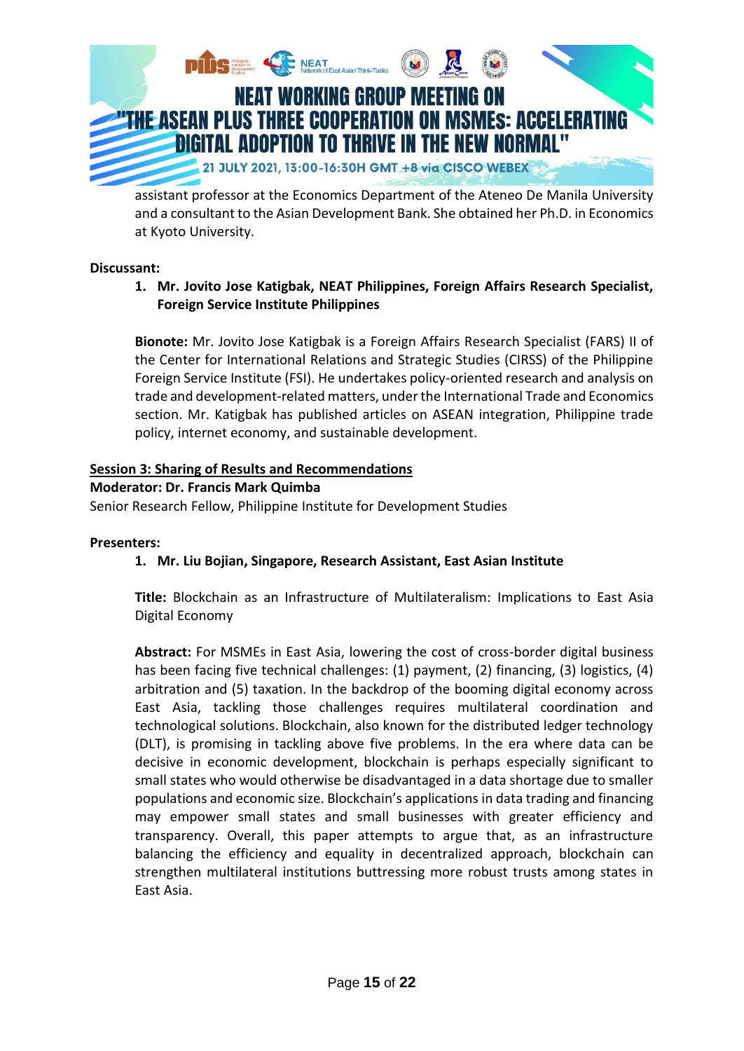assistant professor at the Economics Department of the Ateneo De Manila University and a consultant to the Asian Development Bank. She obtained her Ph.D. in Economics at Kyoto University.

**Discussant:**

1. **Mr. Jovito Jose Katigbak, NEAT Philippines, Foreign Affairs Research Specialist, Foreign Service Institute Philippines**

**Bionote:** Mr. Jovito Jose Katigbak is a Foreign Affairs Research Specialist (FARS) II of the Center for International Relations and Strategic Studies (CIRSS) of the Philippine Foreign Service Institute (FSI). He undertakes policy-oriented research and analysis on trade and development-related matters, under the International Trade and Economics section. Mr. Katigbak has published articles on ASEAN integration, Philippine trade policy, internet economy, and sustainable development.

**Session 3: Sharing of Results and Recommendations**

**Moderator: Dr. Francis Mark Quimba**

Senior Research Fellow, Philippine Institute for Development Studies

**Presenters:**

1. **Mr. Liu Bojian, Singapore, Research Assistant, East Asian Institute**

**Title:** Blockchain as an Infrastructure of Multilateralism: Implications to East Asia Digital Economy

**Abstract:** For MSMEs in East Asia, lowering the cost of cross-border digital business has been facing five technical challenges: (1) payment, (2) financing, (3) logistics, (4) arbitration and (5) taxation. In the backdrop of the booming digital economy across East Asia, tackling those challenges requires multilateral coordination and technological solutions. Blockchain, also known for the distributed ledger technology (DLT), is promising in tackling above five problems. In the era where data can be decisive in economic development, blockchain is perhaps especially significant to small states who would otherwise be disadvantaged in a data shortage due to smaller populations and economic size. Blockchain's applications in data trading and financing may empower small states and small businesses with greater efficiency and transparency. Overall, this paper attempts to argue that, as an infrastructure balancing the efficiency and equality in decentralized approach, blockchain can strengthen multilateral institutions buttressing more robust trusts among states in East Asia.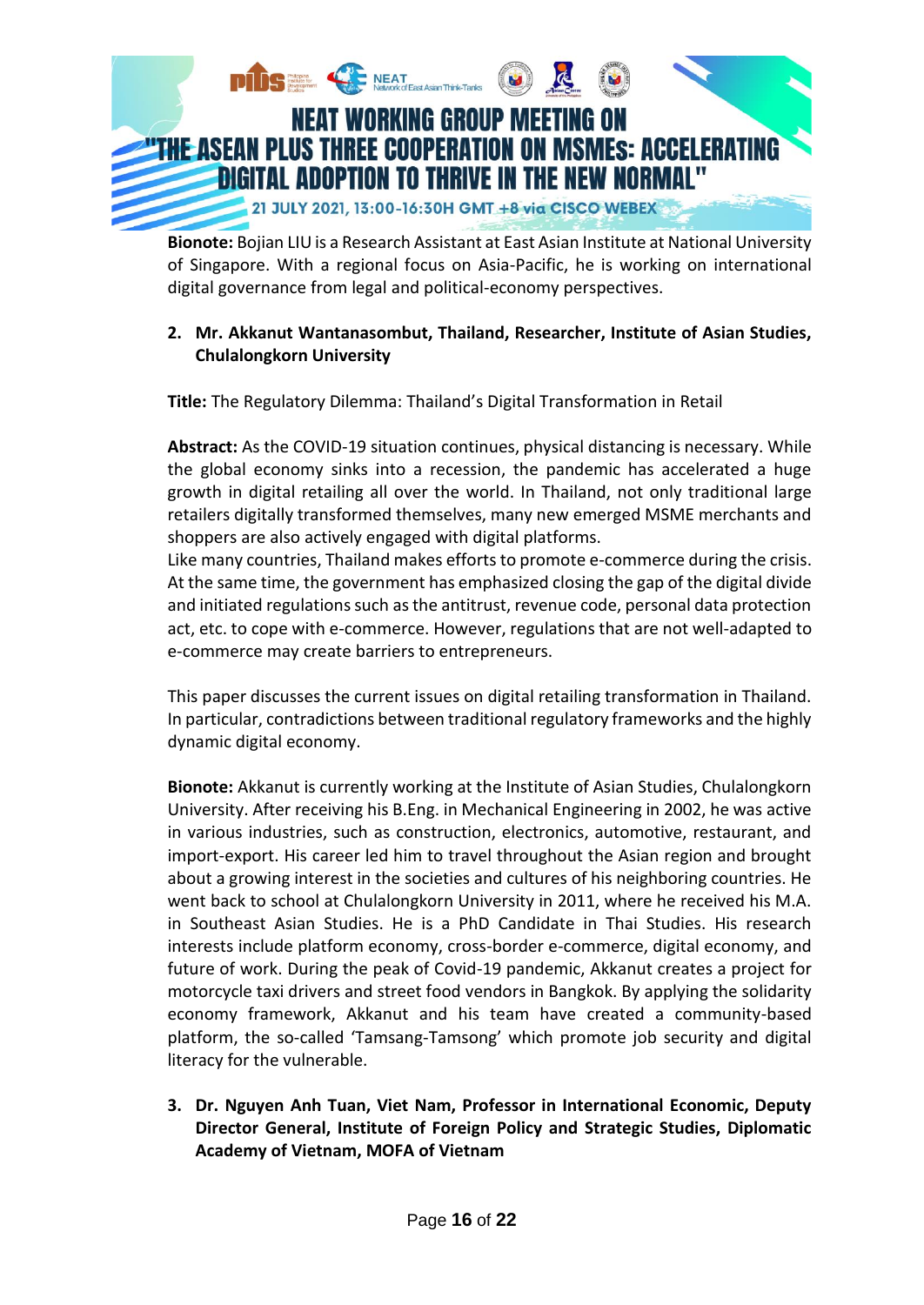**Bionote:** Bojian LIU is a Research Assistant at East Asian Institute at National University of Singapore. With a regional focus on Asia-Pacific, he is working on international digital governance from legal and political-economy perspectives.

2. **Mr. Akkanut Wantanasombut, Thailand, Researcher, Institute of Asian Studies, Chulalongkorn University**

**Title:** The Regulatory Dilemma: Thailand's Digital Transformation in Retail

**Abstract:** As the COVID-19 situation continues, physical distancing is necessary. While the global economy sinks into a recession, the pandemic has accelerated a huge growth in digital retailing all over the world. In Thailand, not only traditional large retailers digitally transformed themselves, many new emerged MSME merchants and shoppers are also actively engaged with digital platforms.
Like many countries, Thailand makes efforts to promote e-commerce during the crisis. At the same time, the government has emphasized closing the gap of the digital divide and initiated regulations such as the antitrust, revenue code, personal data protection act, etc. to cope with e-commerce. However, regulations that are not well-adapted to e-commerce may create barriers to entrepreneurs.

This paper discusses the current issues on digital retailing transformation in Thailand. In particular, contradictions between traditional regulatory frameworks and the highly dynamic digital economy.

**Bionote:** Akkanut is currently working at the Institute of Asian Studies, Chulalongkorn University. After receiving his B.Eng. in Mechanical Engineering in 2002, he was active in various industries, such as construction, electronics, automotive, restaurant, and import-export. His career led him to travel throughout the Asian region and brought about a growing interest in the societies and cultures of his neighboring countries. He went back to school at Chulalongkorn University in 2011, where he received his M.A. in Southeast Asian Studies. He is a PhD Candidate in Thai Studies. His research interests include platform economy, cross-border e-commerce, digital economy, and future of work. During the peak of Covid-19 pandemic, Akkanut creates a project for motorcycle taxi drivers and street food vendors in Bangkok. By applying the solidarity economy framework, Akkanut and his team have created a community-based platform, the so-called 'Tamsang-Tamsong' which promote job security and digital literacy for the vulnerable.

3. **Dr. Nguyen Anh Tuan, Viet Nam, Professor in International Economic, Deputy Director General, Institute of Foreign Policy and Strategic Studies, Diplomatic Academy of Vietnam, MOFA of Vietnam**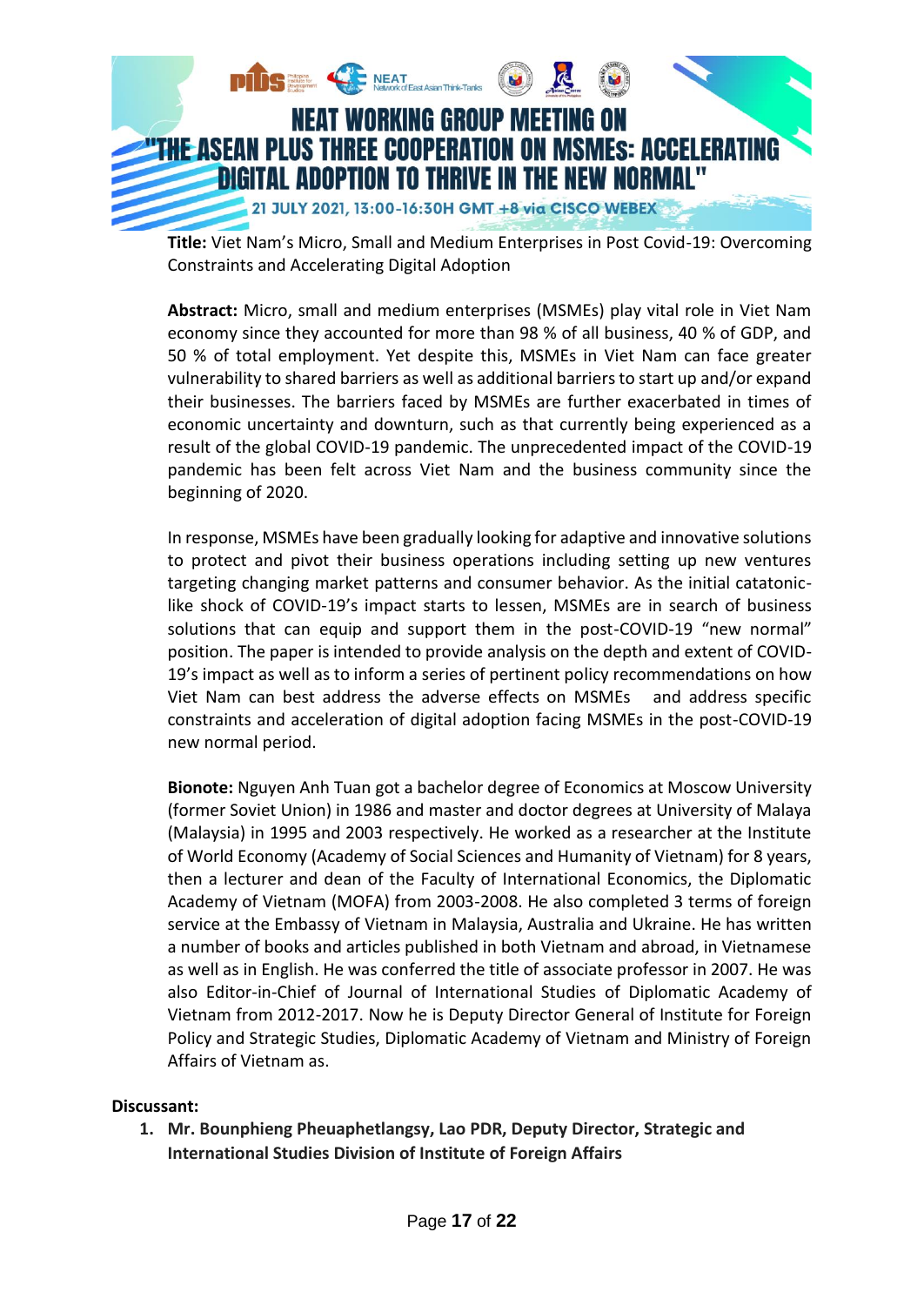**Title:** Viet Nam's Micro, Small and Medium Enterprises in Post Covid-19: Overcoming Constraints and Accelerating Digital Adoption

**Abstract:** Micro, small and medium enterprises (MSMEs) play vital role in Viet Nam economy since they accounted for more than 98 % of all business, 40 % of GDP, and 50 % of total employment. Yet despite this, MSMEs in Viet Nam can face greater vulnerability to shared barriers as well as additional barriers to start up and/or expand their businesses. The barriers faced by MSMEs are further exacerbated in times of economic uncertainty and downturn, such as that currently being experienced as a result of the global COVID-19 pandemic. The unprecedented impact of the COVID-19 pandemic has been felt across Viet Nam and the business community since the beginning of 2020.

In response, MSMEs have been gradually looking for adaptive and innovative solutions to protect and pivot their business operations including setting up new ventures targeting changing market patterns and consumer behavior. As the initial catatonic-like shock of COVID-19's impact starts to lessen, MSMEs are in search of business solutions that can equip and support them in the post-COVID-19 "new normal" position. The paper is intended to provide analysis on the depth and extent of COVID-19's impact as well as to inform a series of pertinent policy recommendations on how Viet Nam can best address the adverse effects on MSMEs and address specific constraints and acceleration of digital adoption facing MSMEs in the post-COVID-19 new normal period.

**Bionote:** Nguyen Anh Tuan got a bachelor degree of Economics at Moscow University (former Soviet Union) in 1986 and master and doctor degrees at University of Malaya (Malaysia) in 1995 and 2003 respectively. He worked as a researcher at the Institute of World Economy (Academy of Social Sciences and Humanity of Vietnam) for 8 years, then a lecturer and dean of the Faculty of International Economics, the Diplomatic Academy of Vietnam (MOFA) from 2003-2008. He also completed 3 terms of foreign service at the Embassy of Vietnam in Malaysia, Australia and Ukraine. He has written a number of books and articles published in both Vietnam and abroad, in Vietnamese as well as in English. He was conferred the title of associate professor in 2007. He was also Editor-in-Chief of Journal of International Studies of Diplomatic Academy of Vietnam from 2012-2017. Now he is Deputy Director General of Institute for Foreign Policy and Strategic Studies, Diplomatic Academy of Vietnam and Ministry of Foreign Affairs of Vietnam as.

**Discussant:**

1. **Mr. Bounphieng Pheuaphetlangsy, Lao PDR, Deputy Director, Strategic and International Studies Division of Institute of Foreign Affairs**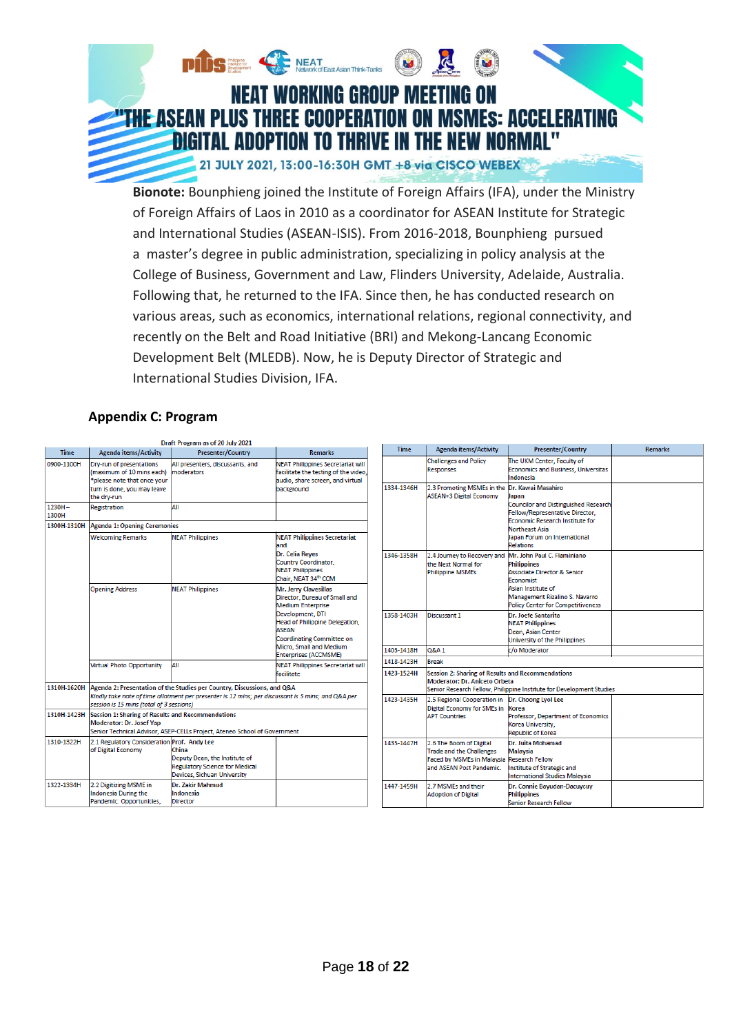**Bionote:** Bounphieng joined the Institute of Foreign Affairs (IFA), under the Ministry of Foreign Affairs of Laos in 2010 as a coordinator for ASEAN Institute for Strategic and International Studies (ASEAN-ISIS). From 2016-2018, Bounphieng pursued a master's degree in public administration, specializing in policy analysis at the College of Business, Government and Law, Flinders University, Adelaide, Australia. Following that, he returned to the IFA. Since then, he has conducted research on various areas, such as economics, international relations, regional connectivity, and recently on the Belt and Road Initiative (BRI) and Mekong-Lancang Economic Development Belt (MLEDB). Now, he is Deputy Director of Strategic and International Studies Division, IFA.

## Appendix C: Program

Draft Program as of 20 July 2021

| Time | Agenda items/Activity | Presenter/Country | Remarks |
|---|---|---|---|
| 0900-1100H | Dry-run of presentations (maximum of 10 mins each) *please note that once your turn is done, you may leave the dry-run | All presenters, discussants, and moderators | NEAT Philippines Secretariat will facilitate the testing of the video, audio, share screen, and virtual background |
| 1230H – 1300H | Registration | All | |
| 1300H-1310H | Agenda 1: Opening Ceremonies | | |
| | Welcoming Remarks | NEAT Philippines | NEAT Philippines Secretariat and Dr. Celia Reyes Country Coordinator, NEAT Philippines Chair, NEAT 34th CCM |
| | Opening Address | NEAT Philippines | Mr. Jerry Clavesillas Director, Bureau of Small and Medium Enterprise Development, DTI Head of Philippine Delegation, ASEAN Coordinating Committee on Micro, Small and Medium Enterprises (ACCMSME) |
| | Virtual Photo Opportunity | All | NEAT Philippines Secretariat will facilitate |
| 1310H-1620H | Agenda 2: Presentation of the Studies per Country, Discussions, and Q&A *Kindly take note of time allotment per presenter is 12 mins; per discussant is 5 mins; and Q&A per session is 15 mins (total of 3 sessions)* | | |
| 1310H-1423H | Session 1: Sharing of Results and Recommendations Moderator: Dr. Josef Yap Senior Technical Advisor, ASEP-CELLs Project, Ateneo School of Government | | |
| 1310-1322H | 2.1 Regulatory Consideration of Digital Economy | Prof. Andy Lee China Deputy Dean, the Institute of Regulatory Science for Medical Devices, Sichuan University | |
| 1322-1334H | 2.2 Digitizing MSME in Indonesia During the Pandemic: Opportunities, Challenges and Policy Responses | Dr. Zakir Mahmud Indonesia Director The UKM Center, Faculty of Economics and Business, Universitas Indonesia | |
| 1334-1346H | 2.3 Promoting MSMEs in the ASEAN+3 Digital Economy | Dr. Kawai Masahiro Japan Councilor and Distinguished Research Fellow/Representative Director, Economic Research Institute for Northeast Asia Japan Forum on International Relations | |
| 1346-1358H | 2.4 Journey to Recovery and the Next Normal for Philippine MSMEs | Mr. John Paul C. Flaminiano Philippines Associate Director & Senior Economist Asian Institute of Management Rizalino S. Navarro Policy Center for Competitiveness | |
| 1358-1403H | Discussant 1 | Dr. Joefe Santarita NEAT Philippines Dean, Asian Center University of the Philippines | |
| 1403-1418H | Q&A 1 | c/o Moderator | |
| 1418-1423H | Break | | |
| 1423-1524H | Session 2: Sharing of Results and Recommendations Moderator: Dr. Aniceto Orbeta Senior Research Fellow, Philippine Institute for Development Studies | | |
| 1423-1435H | 2.5 Regional Cooperation in Digital Economy for SMEs in APT Countries | Dr. Choong Lyol Lee Korea Professor, Department of Economics Korea University, Republic of Korea | |
| 1435-1447H | 2.6 The Boom of Digital Trade and the Challenges Faced by MSMEs in Malaysia and ASEAN Post Pandemic. | Dr. Juita Mohamad Malaysia Research Fellow Institute of Strategic and International Studies Malaysia | |
| 1447-1459H | 2.7 MSMEs and their Adoption of Digital | Dr. Connie Bayudan-Dacuycuy Philippines Senior Research Fellow | |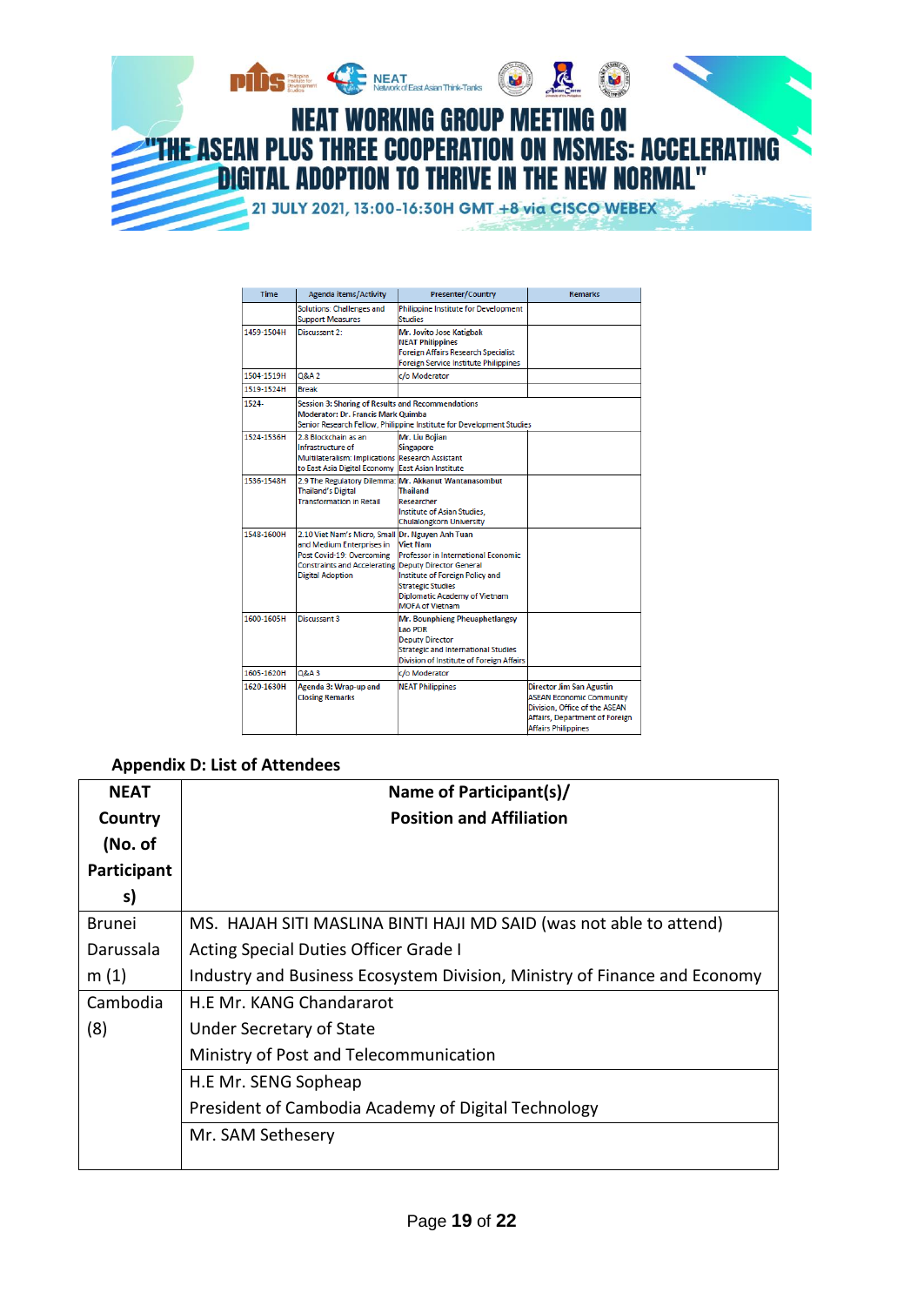# NEAT WORKING GROUP MEETING ON "THE ASEAN PLUS THREE COOPERATION ON MSMEs: ACCELERATING DIGITAL ADOPTION TO THRIVE IN THE NEW NORMAL"

21 JULY 2021, 13:00-16:30H GMT +8 via CISCO WEBEX

| Time | Agenda Items/Activity | Presenter/Country | Remarks |
|---|---|---|---|
| | Solutions: Challenges and Support Measures | Philippine Institute for Development Studies | |
| 1459-1504H | Discussant 2: | **Mr. Jovito Jose Katigbak**<br>**NEAT Philippines**<br>Foreign Affairs Research Specialist<br>Foreign Service Institute Philippines | |
| 1504-1519H | Q&A 2 | c/o Moderator | |
| 1519-1524H | Break | | |
| 1524- | Session 3: Sharing of Results and Recommendations<br>Moderator: Dr. Francis Mark Quimba<br>Senior Research Fellow, Philippine Institute for Development Studies | | |
| 1524-1536H | 2.8 Blockchain as an Infrastructure of Multilateralism: Implications to East Asia Digital Economy | **Mr. Liu Bojian**<br>**Singapore**<br>Research Assistant<br>East Asian Institute | |
| 1536-1548H | 2.9 The Regulatory Dilemma: Thailand's Digital Transformation in Retail | **Mr. Akkanut Wantanasombut**<br>**Thailand**<br>Researcher<br>Institute of Asian Studies, Chulalongkorn University | |
| 1548-1600H | 2.10 Viet Nam's Micro, Small and Medium Enterprises in Post Covid-19: Overcoming Constraints and Accelerating Digital Adoption | **Dr. Nguyen Anh Tuan**<br>**Viet Nam**<br>Professor in International Economic<br>Deputy Director General<br>Institute of Foreign Policy and Strategic Studies<br>Diplomatic Academy of Vietnam<br>MOFA of Vietnam | |
| 1600-1605H | Discussant 3 | **Mr. Bounphieng Pheuaphetlangsy**<br>**Lao PDR**<br>Deputy Director<br>Strategic and International Studies<br>Division of Institute of Foreign Affairs | |
| 1605-1620H | Q&A 3 | c/o Moderator | |
| 1620-1630H | **Agenda 3: Wrap-up and Closing Remarks** | NEAT Philippines | **Director Jim San Agustin**<br>ASEAN Economic Community Division, Office of the ASEAN Affairs, Department of Foreign Affairs Philippines |

**Appendix D: List of Attendees**

| NEAT Country (No. of Participants) | Name of Participant(s)/ Position and Affiliation |
|---|---|
| Brunei Darussalam (1) | MS. HAJAH SITI MASLINA BINTI HAJI MD SAID (was not able to attend)<br>Acting Special Duties Officer Grade I<br>Industry and Business Ecosystem Division, Ministry of Finance and Economy |
| Cambodia (8) | H.E Mr. KANG Chandararot<br>Under Secretary of State<br>Ministry of Post and Telecommunication |
| | H.E Mr. SENG Sopheap<br>President of Cambodia Academy of Digital Technology |
| | Mr. SAM Sethesery |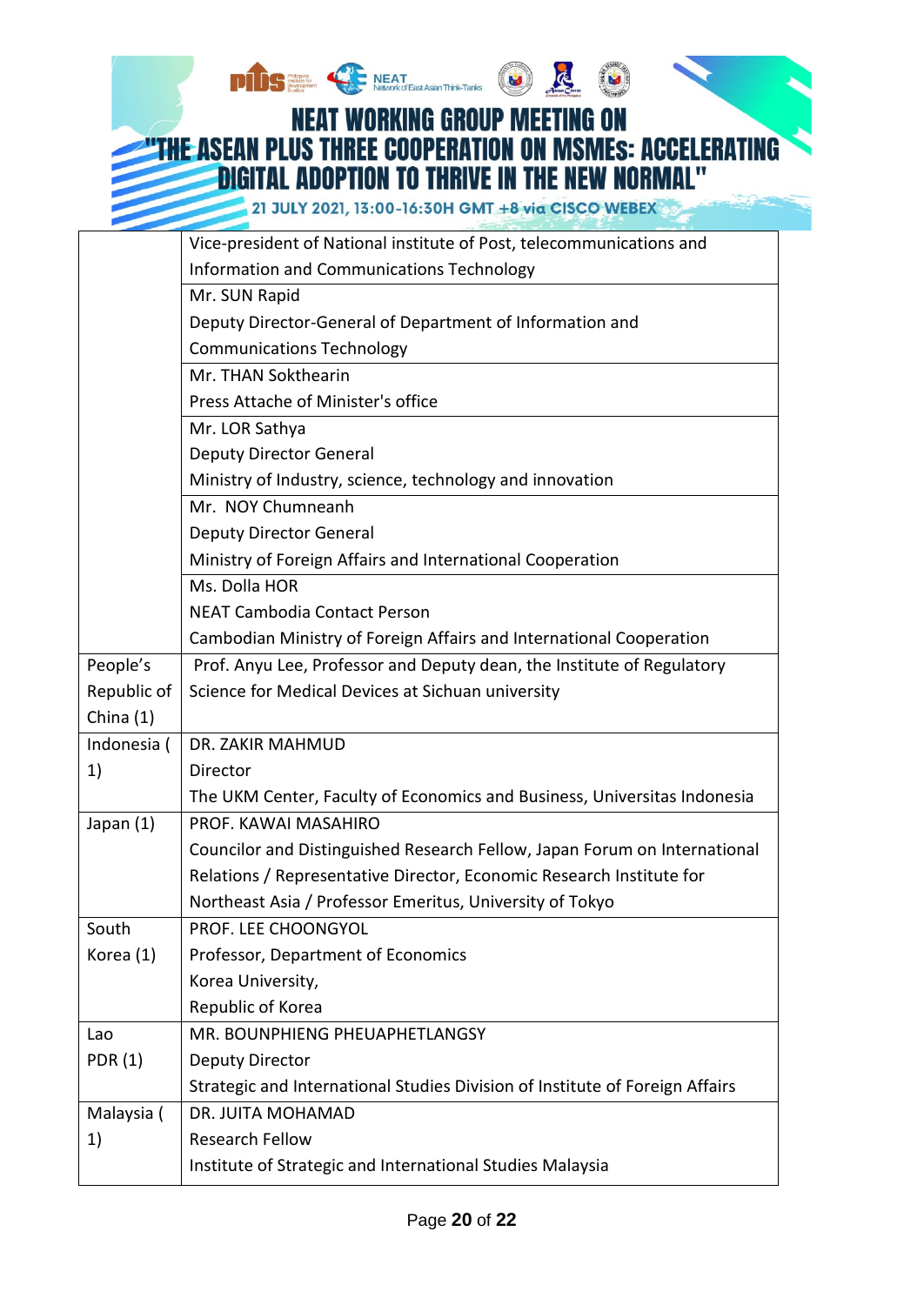| | |
|---|---|
| | Vice-president of National institute of Post, telecommunications and Information and Communications Technology |
| | Mr. SUN Rapid<br>Deputy Director-General of Department of Information and Communications Technology |
| | Mr. THAN Sokthearin<br>Press Attache of Minister's office |
| | Mr. LOR Sathya<br>Deputy Director General<br>Ministry of Industry, science, technology and innovation |
| | Mr. NOY Chumneanh<br>Deputy Director General<br>Ministry of Foreign Affairs and International Cooperation |
| | Ms. Dolla HOR<br>NEAT Cambodia Contact Person<br>Cambodian Ministry of Foreign Affairs and International Cooperation |
| People's Republic of China (1) | Prof. Anyu Lee, Professor and Deputy dean, the Institute of Regulatory Science for Medical Devices at Sichuan university |
| Indonesia (1) | DR. ZAKIR MAHMUD<br>Director<br>The UKM Center, Faculty of Economics and Business, Universitas Indonesia |
| Japan (1) | PROF. KAWAI MASAHIRO<br>Councilor and Distinguished Research Fellow, Japan Forum on International Relations / Representative Director, Economic Research Institute for Northeast Asia / Professor Emeritus, University of Tokyo |
| South Korea (1) | PROF. LEE CHOONGYOL<br>Professor, Department of Economics<br>Korea University,<br>Republic of Korea |
| Lao PDR (1) | MR. BOUNPHIENG PHEUAPHETLANGSY<br>Deputy Director<br>Strategic and International Studies Division of Institute of Foreign Affairs |
| Malaysia (1) | DR. JUITA MOHAMAD<br>Research Fellow<br>Institute of Strategic and International Studies Malaysia |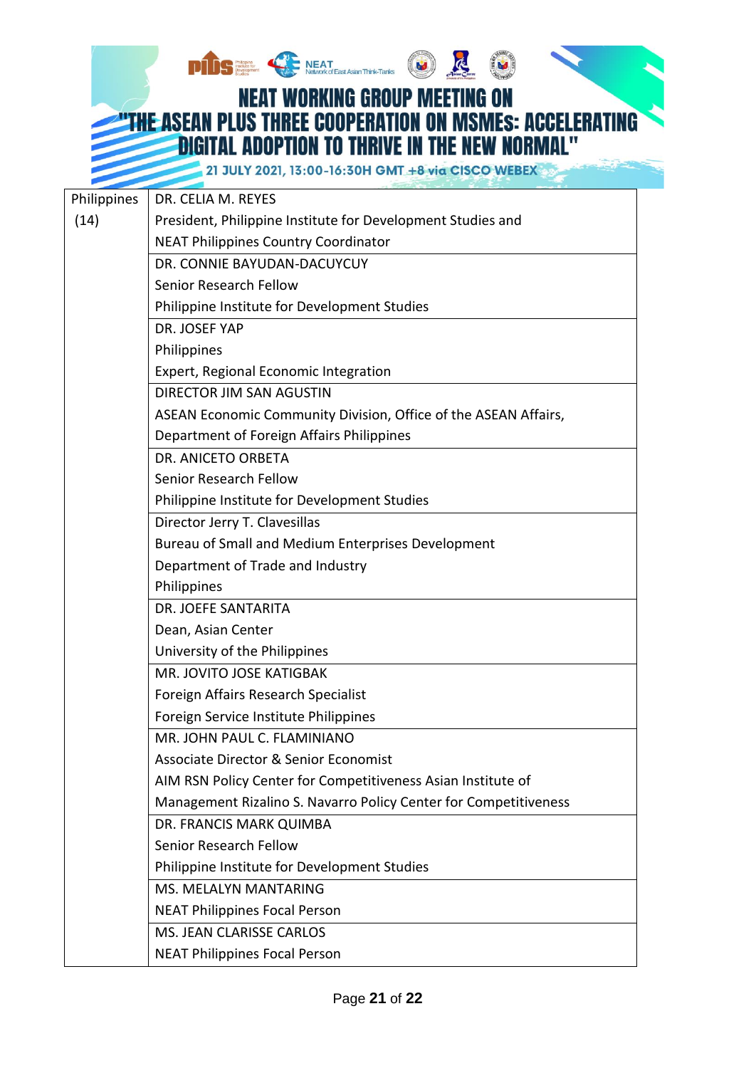# NEAT WORKING GROUP MEETING ON "THE ASEAN PLUS THREE COOPERATION ON MSMEs: ACCELERATING DIGITAL ADOPTION TO THRIVE IN THE NEW NORMAL"

21 JULY 2021, 13:00-16:30H GMT +8 via CISCO WEBEX

| | |
|---|---|
| Philippines (14) | DR. CELIA M. REYES<br>President, Philippine Institute for Development Studies and NEAT Philippines Country Coordinator |
| | DR. CONNIE BAYUDAN-DACUYCUY<br>Senior Research Fellow<br>Philippine Institute for Development Studies |
| | DR. JOSEF YAP<br>Philippines<br>Expert, Regional Economic Integration |
| | DIRECTOR JIM SAN AGUSTIN<br>ASEAN Economic Community Division, Office of the ASEAN Affairs, Department of Foreign Affairs Philippines |
| | DR. ANICETO ORBETA<br>Senior Research Fellow<br>Philippine Institute for Development Studies |
| | Director Jerry T. Clavesillas<br>Bureau of Small and Medium Enterprises Development<br>Department of Trade and Industry<br>Philippines |
| | DR. JOEFE SANTARITA<br>Dean, Asian Center<br>University of the Philippines |
| | MR. JOVITO JOSE KATIGBAK<br>Foreign Affairs Research Specialist<br>Foreign Service Institute Philippines |
| | MR. JOHN PAUL C. FLAMINIANO<br>Associate Director & Senior Economist<br>AIM RSN Policy Center for Competitiveness Asian Institute of Management Rizalino S. Navarro Policy Center for Competitiveness |
| | DR. FRANCIS MARK QUIMBA<br>Senior Research Fellow<br>Philippine Institute for Development Studies |
| | MS. MELALYN MANTARING<br>NEAT Philippines Focal Person |
| | MS. JEAN CLARISSE CARLOS<br>NEAT Philippines Focal Person |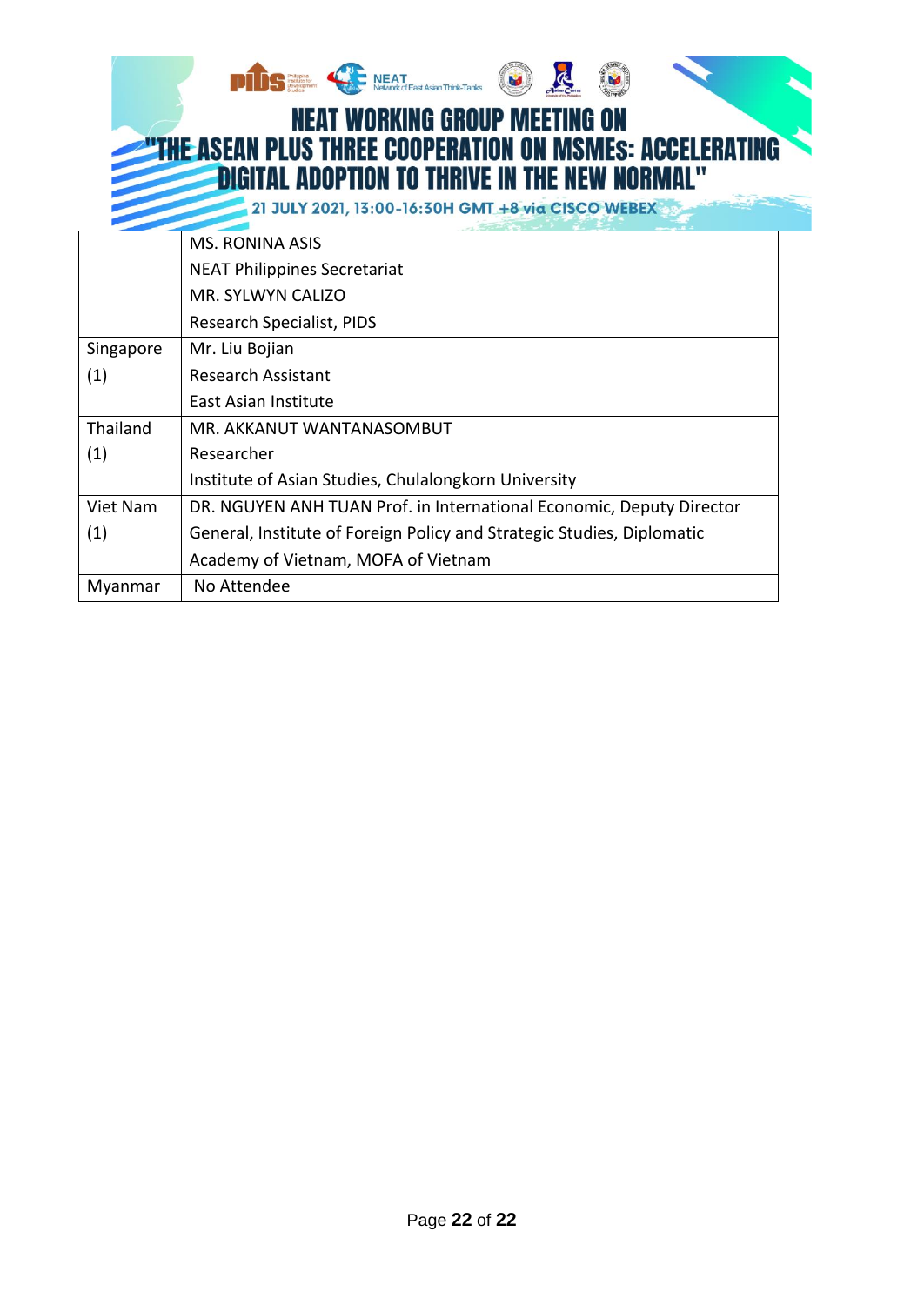# NEAT WORKING GROUP MEETING ON "THE ASEAN PLUS THREE COOPERATION ON MSMEs: ACCELERATING DIGITAL ADOPTION TO THRIVE IN THE NEW NORMAL"

21 JULY 2021, 13:00-16:30H GMT +8 via CISCO WEBEX

| | |
|---|---|
| | MS. RONINA ASIS<br>NEAT Philippines Secretariat |
| | MR. SYLWYN CALIZO<br>Research Specialist, PIDS |
| Singapore (1) | Mr. Liu Bojian<br>Research Assistant<br>East Asian Institute |
| Thailand (1) | MR. AKKANUT WANTANASOMBUT<br>Researcher<br>Institute of Asian Studies, Chulalongkorn University |
| Viet Nam (1) | DR. NGUYEN ANH TUAN Prof. in International Economic, Deputy Director General, Institute of Foreign Policy and Strategic Studies, Diplomatic Academy of Vietnam, MOFA of Vietnam |
| Myanmar | No Attendee |